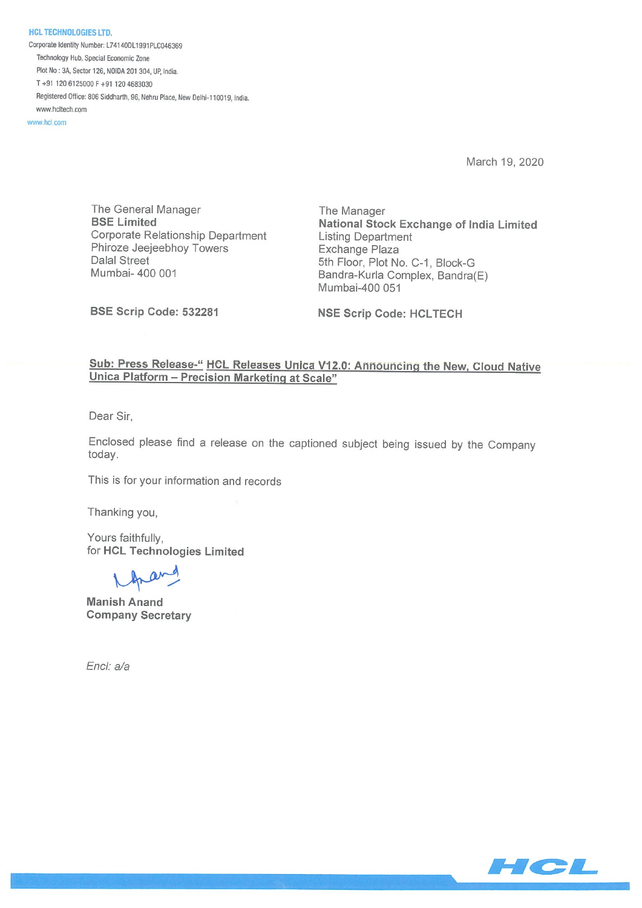**HCL TECHNOLOGIES LTD.**

Corporate Identity Number: L74140DL1991PLC046369

Technology Hub, Special Economic Zone

Plot No : 3A, Sector 126, NOIDA 201 304, UP, India.

T +91 120 6125000 F +91 120 4683030

Registered Office: 806 Siddharth, 96, Nehru Place, New Delhi-110019, India.

www.hcltech.com

www.hcl.com

March 19, 2020

The General Manager
**BSE Limited**
Corporate Relationship Department
Phiroze Jeejeebhoy Towers
Dalal Street
Mumbai- 400 001

**BSE Scrip Code: 532281**

The Manager
**National Stock Exchange of India Limited**
Listing Department
Exchange Plaza
5th Floor, Plot No. C-1, Block-G
Bandra-Kurla Complex, Bandra(E)
Mumbai-400 051

**NSE Scrip Code: HCLTECH**

**Sub: Press Release-" HCL Releases Unica V12.0: Announcing the New, Cloud Native Unica Platform – Precision Marketing at Scale"**

Dear Sir,

Enclosed please find a release on the captioned subject being issued by the Company today.

This is for your information and records

Thanking you,

Yours faithfully,
for **HCL Technologies Limited**

**Manish Anand**
**Company Secretary**

*Encl: a/a*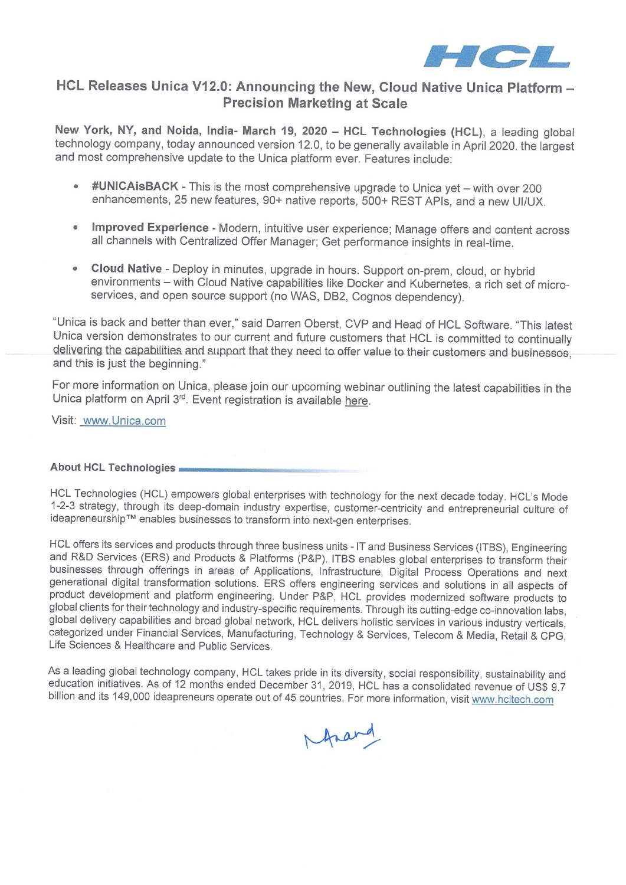# HCL Releases Unica V12.0: Announcing the New, Cloud Native Unica Platform – Precision Marketing at Scale

**New York, NY, and Noida, India- March 19, 2020 – HCL Technologies (HCL)**, a leading global technology company, today announced version 12.0, to be generally available in April 2020. the largest and most comprehensive update to the Unica platform ever. Features include:

- **#UNICAisBACK** - This is the most comprehensive upgrade to Unica yet – with over 200 enhancements, 25 new features, 90+ native reports, 500+ REST APIs, and a new UI/UX.
- **Improved Experience** - Modern, intuitive user experience; Manage offers and content across all channels with Centralized Offer Manager; Get performance insights in real-time.
- **Cloud Native** - Deploy in minutes, upgrade in hours. Support on-prem, cloud, or hybrid environments – with Cloud Native capabilities like Docker and Kubernetes, a rich set of micro-services, and open source support (no WAS, DB2, Cognos dependency).

"Unica is back and better than ever," said Darren Oberst, CVP and Head of HCL Software. "This latest Unica version demonstrates to our current and future customers that HCL is committed to continually delivering the capabilities and support that they need to offer value to their customers and businesses, and this is just the beginning."

For more information on Unica, please join our upcoming webinar outlining the latest capabilities in the Unica platform on April 3rd. Event registration is available here.

Visit: www.Unica.com

### About HCL Technologies

HCL Technologies (HCL) empowers global enterprises with technology for the next decade today. HCL's Mode 1-2-3 strategy, through its deep-domain industry expertise, customer-centricity and entrepreneurial culture of ideapreneurship™ enables businesses to transform into next-gen enterprises.

HCL offers its services and products through three business units - IT and Business Services (ITBS), Engineering and R&D Services (ERS) and Products & Platforms (P&P). ITBS enables global enterprises to transform their businesses through offerings in areas of Applications, Infrastructure, Digital Process Operations and next generational digital transformation solutions. ERS offers engineering services and solutions in all aspects of product development and platform engineering. Under P&P, HCL provides modernized software products to global clients for their technology and industry-specific requirements. Through its cutting-edge co-innovation labs, global delivery capabilities and broad global network, HCL delivers holistic services in various industry verticals, categorized under Financial Services, Manufacturing, Technology & Services, Telecom & Media, Retail & CPG, Life Sciences & Healthcare and Public Services.

As a leading global technology company, HCL takes pride in its diversity, social responsibility, sustainability and education initiatives. As of 12 months ended December 31, 2019, HCL has a consolidated revenue of US$ 9.7 billion and its 149,000 ideapreneurs operate out of 45 countries. For more information, visit www.hcltech.com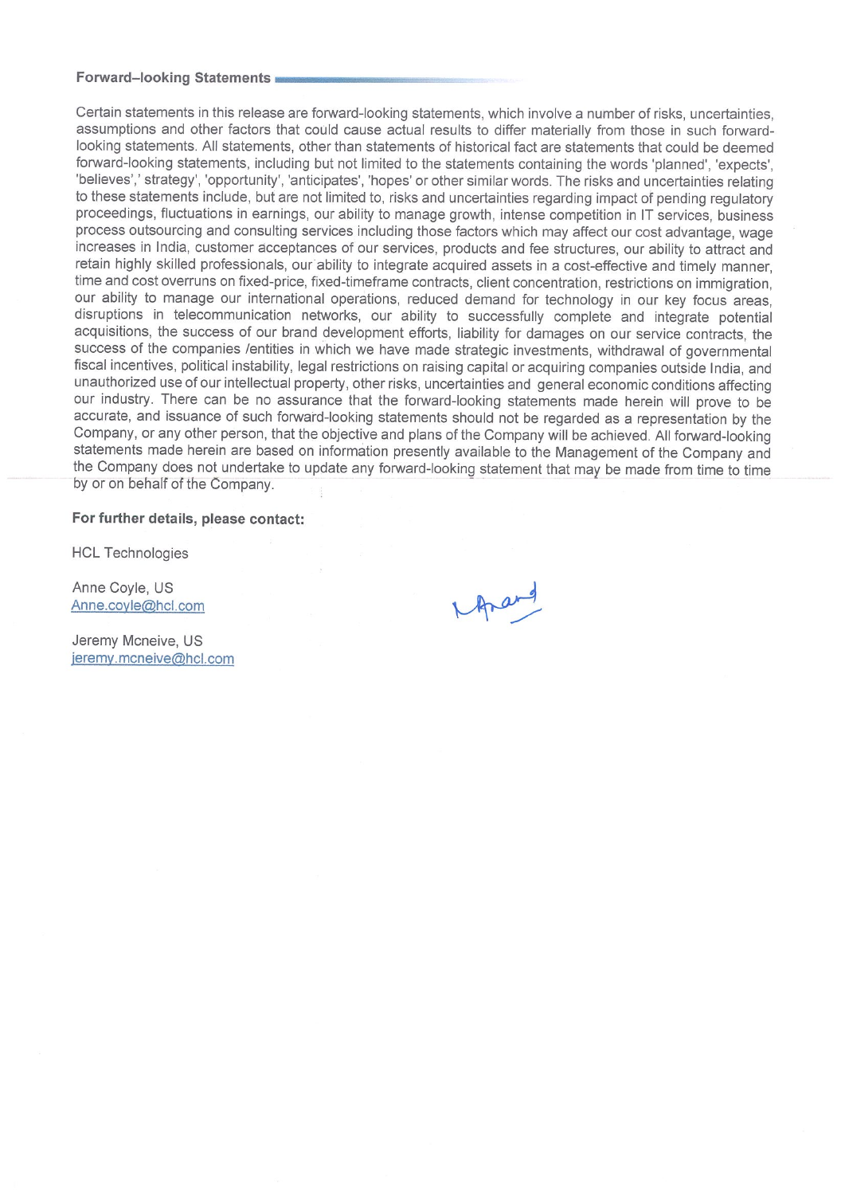**Forward–looking Statements**

Certain statements in this release are forward-looking statements, which involve a number of risks, uncertainties, assumptions and other factors that could cause actual results to differ materially from those in such forward-looking statements. All statements, other than statements of historical fact are statements that could be deemed forward-looking statements, including but not limited to the statements containing the words 'planned', 'expects', 'believes',' strategy', 'opportunity', 'anticipates', 'hopes' or other similar words. The risks and uncertainties relating to these statements include, but are not limited to, risks and uncertainties regarding impact of pending regulatory proceedings, fluctuations in earnings, our ability to manage growth, intense competition in IT services, business process outsourcing and consulting services including those factors which may affect our cost advantage, wage increases in India, customer acceptances of our services, products and fee structures, our ability to attract and retain highly skilled professionals, our ability to integrate acquired assets in a cost-effective and timely manner, time and cost overruns on fixed-price, fixed-timeframe contracts, client concentration, restrictions on immigration, our ability to manage our international operations, reduced demand for technology in our key focus areas, disruptions in telecommunication networks, our ability to successfully complete and integrate potential acquisitions, the success of our brand development efforts, liability for damages on our service contracts, the success of the companies /entities in which we have made strategic investments, withdrawal of governmental fiscal incentives, political instability, legal restrictions on raising capital or acquiring companies outside India, and unauthorized use of our intellectual property, other risks, uncertainties and general economic conditions affecting our industry. There can be no assurance that the forward-looking statements made herein will prove to be accurate, and issuance of such forward-looking statements should not be regarded as a representation by the Company, or any other person, that the objective and plans of the Company will be achieved. All forward-looking statements made herein are based on information presently available to the Management of the Company and the Company does not undertake to update any forward-looking statement that may be made from time to time by or on behalf of the Company.

**For further details, please contact:**

HCL Technologies

Anne Coyle, US
Anne.coyle@hcl.com

Jeremy Mcneive, US
jeremy.mcneive@hcl.com